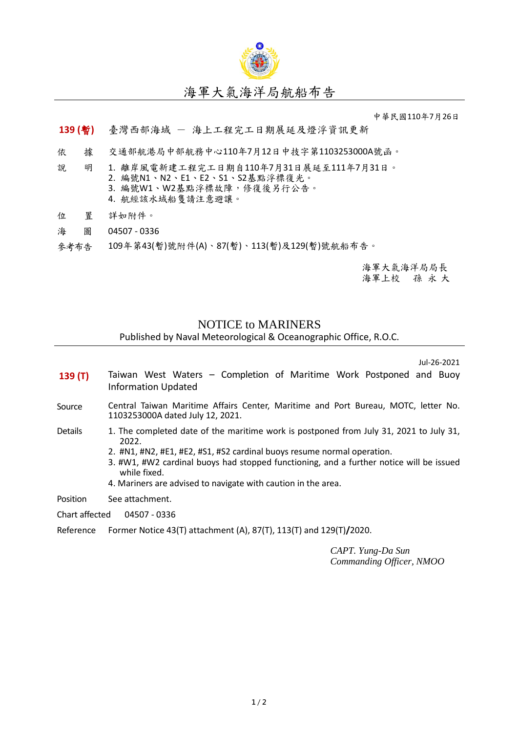# 海軍大氣海洋局航船布告

中華民國110年7月26日

**139 (暫)** 臺灣西部海域 — 海上工程完工日期展延及燈浮資訊更新

依　　據　交通部航港局中部航務中心110年7月12日中技字第1103253000A號函。

說　　明　1. 離岸風電新建工程完工日期自110年7月31日展延至111年7月31日。
2. 編號N1、N2、E1、E2、S1、S2基點浮標復光。
3. 編號W1、W2基點浮標故障，修復後另行公告。
4. 航經該水域船隻請注意避讓。

位　　置　詳如附件。

海　　圖　04507 - 0336

參考布告　109年第43(暫)號附件(A)、87(暫)、113(暫)及129(暫)號航船布告。

海軍大氣海洋局局長
海軍上校　孫 永 大

# NOTICE to MARINERS

Published by Naval Meteorological & Oceanographic Office, R.O.C.

Jul-26-2021

**139 (T)** Taiwan West Waters – Completion of Maritime Work Postponed and Buoy Information Updated

Source　Central Taiwan Maritime Affairs Center, Maritime and Port Bureau, MOTC, letter No. 1103253000A dated July 12, 2021.

Details
1. The completed date of the maritime work is postponed from July 31, 2021 to July 31, 2022.
2. #N1, #N2, #E1, #E2, #S1, #S2 cardinal buoys resume normal operation.
3. #W1, #W2 cardinal buoys had stopped functioning, and a further notice will be issued while fixed.
4. Mariners are advised to navigate with caution in the area.

Position　See attachment.

Chart affected　04507 - 0336

Reference　Former Notice 43(T) attachment (A), 87(T), 113(T) and 129(T)**/**2020.

*CAPT. Yung-Da Sun*
*Commanding Officer, NMOO*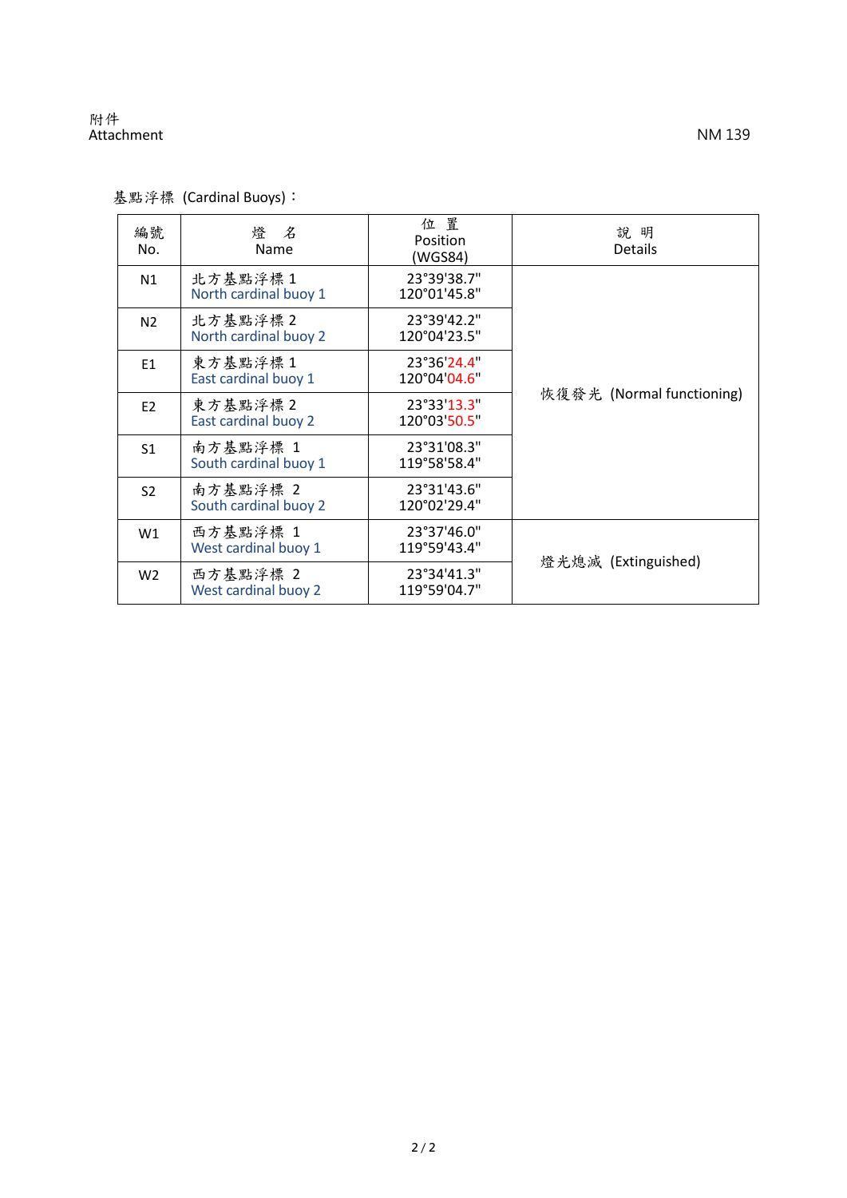附件
Attachment

NM 139

基點浮標 (Cardinal Buoys)：

| 編號<br>No. | 燈　名<br>Name | 位　置<br>Position<br>(WGS84) | 說　明<br>Details |
|---|---|---|---|
| N1 | 北方基點浮標 1<br>North cardinal buoy 1 | 23°39'38.7"<br>120°01'45.8" | 恢復發光 (Normal functioning) |
| N2 | 北方基點浮標 2<br>North cardinal buoy 2 | 23°39'42.2"<br>120°04'23.5" | |
| E1 | 東方基點浮標 1<br>East cardinal buoy 1 | 23°36'24.4"<br>120°04'04.6" | |
| E2 | 東方基點浮標 2<br>East cardinal buoy 2 | 23°33'13.3"<br>120°03'50.5" | |
| S1 | 南方基點浮標 1<br>South cardinal buoy 1 | 23°31'08.3"<br>119°58'58.4" | |
| S2 | 南方基點浮標 2<br>South cardinal buoy 2 | 23°31'43.6"<br>120°02'29.4" | |
| W1 | 西方基點浮標 1<br>West cardinal buoy 1 | 23°37'46.0"<br>119°59'43.4" | 燈光熄滅 (Extinguished) |
| W2 | 西方基點浮標 2<br>West cardinal buoy 2 | 23°34'41.3"<br>119°59'04.7" | |